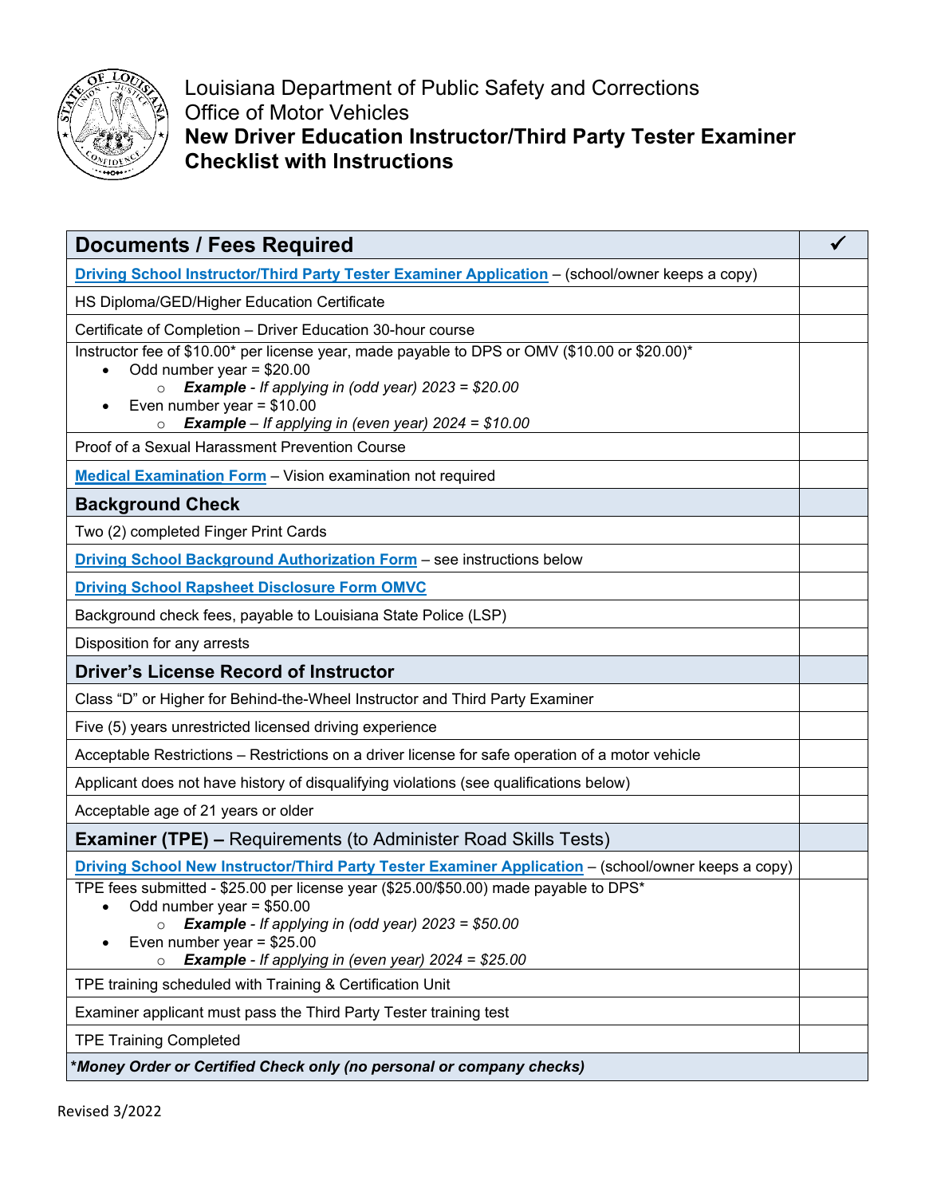Louisiana Department of Public Safety and Corrections
Office of Motor Vehicles

# New Driver Education Instructor/Third Party Tester Examiner Checklist with Instructions

| **Documents / Fees Required** | ✓ |
|---|---|
| **Driving School Instructor/Third Party Tester Examiner Application** – (school/owner keeps a copy) | |
| HS Diploma/GED/Higher Education Certificate | |
| Certificate of Completion – Driver Education 30-hour course | |
| Instructor fee of $10.00* per license year, made payable to DPS or OMV ($10.00 or $20.00)* <br>• Odd number year = $20.00 <br>  ○ ***Example** - If applying in (odd year) 2023 = $20.00* <br>• Even number year = $10.00 <br>  ○ ***Example** – If applying in (even year) 2024 = $10.00* | |
| Proof of a Sexual Harassment Prevention Course | |
| **Medical Examination Form** – Vision examination not required | |
| **Background Check** | |
| Two (2) completed Finger Print Cards | |
| **Driving School Background Authorization Form** – see instructions below | |
| **Driving School Rapsheet Disclosure Form OMVC** | |
| Background check fees, payable to Louisiana State Police (LSP) | |
| Disposition for any arrests | |
| **Driver's License Record of Instructor** | |
| Class "D" or Higher for Behind-the-Wheel Instructor and Third Party Examiner | |
| Five (5) years unrestricted licensed driving experience | |
| Acceptable Restrictions – Restrictions on a driver license for safe operation of a motor vehicle | |
| Applicant does not have history of disqualifying violations (see qualifications below) | |
| Acceptable age of 21 years or older | |
| **Examiner (TPE) –** Requirements (to Administer Road Skills Tests) | |
| **Driving School New Instructor/Third Party Tester Examiner Application** – (school/owner keeps a copy) | |
| TPE fees submitted - $25.00 per license year ($25.00/$50.00) made payable to DPS* <br>• Odd number year = $50.00 <br>  ○ ***Example** - If applying in (odd year) 2023 = $50.00* <br>• Even number year = $25.00 <br>  ○ ***Example** - If applying in (even year) 2024 = $25.00* | |
| TPE training scheduled with Training & Certification Unit | |
| Examiner applicant must pass the Third Party Tester training test | |
| TPE Training Completed | |
| ***Money Order or Certified Check only (no personal or company checks)*** | |

Revised 3/2022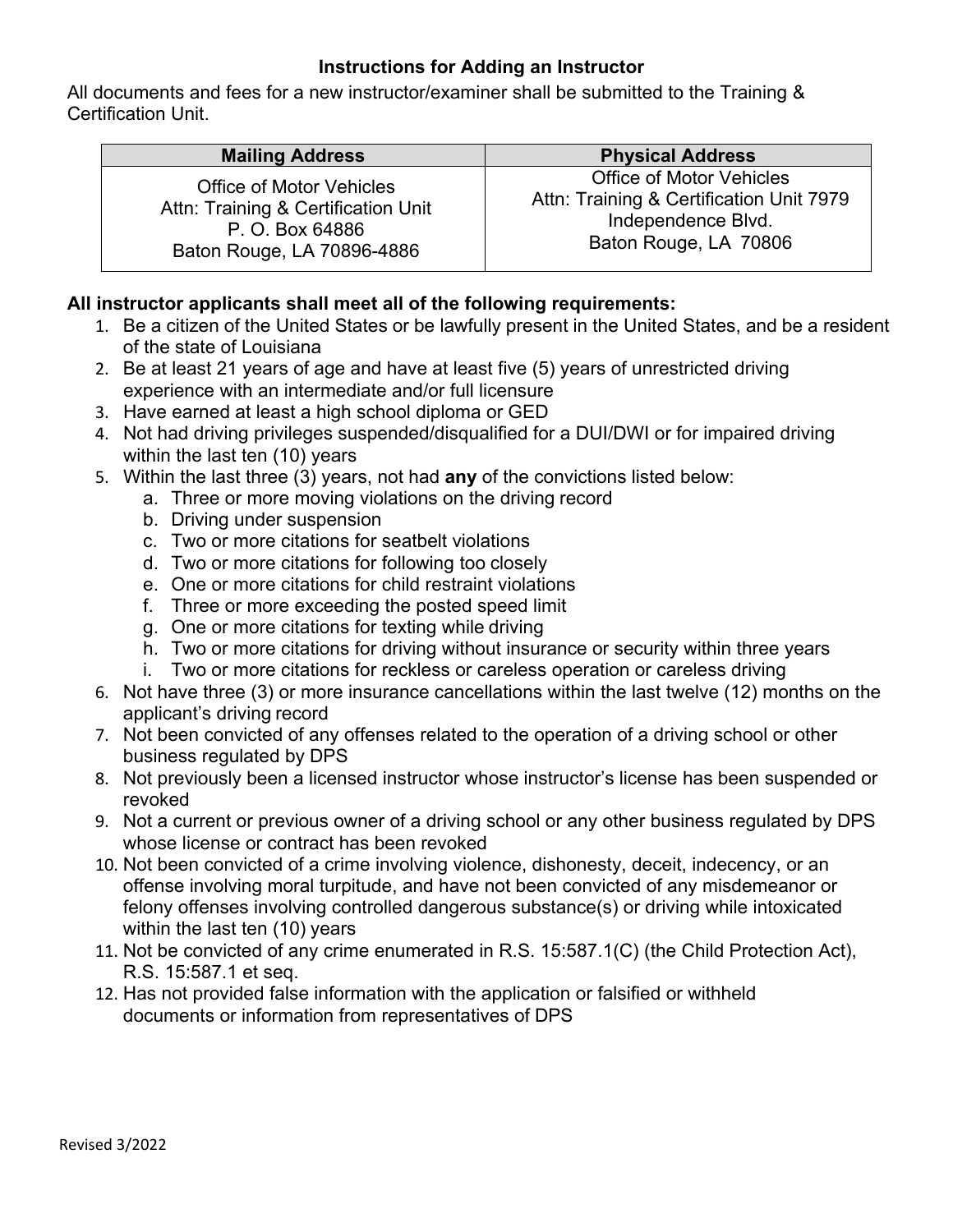**Instructions for Adding an Instructor**

All documents and fees for a new instructor/examiner shall be submitted to the Training & Certification Unit.

| Mailing Address | Physical Address |
|---|---|
| Office of Motor Vehicles<br>Attn: Training & Certification Unit<br>P. O. Box 64886<br>Baton Rouge, LA 70896-4886 | Office of Motor Vehicles<br>Attn: Training & Certification Unit 7979<br>Independence Blvd.<br>Baton Rouge, LA 70806 |

**All instructor applicants shall meet all of the following requirements:**

1. Be a citizen of the United States or be lawfully present in the United States, and be a resident of the state of Louisiana
2. Be at least 21 years of age and have at least five (5) years of unrestricted driving experience with an intermediate and/or full licensure
3. Have earned at least a high school diploma or GED
4. Not had driving privileges suspended/disqualified for a DUI/DWI or for impaired driving within the last ten (10) years
5. Within the last three (3) years, not had **any** of the convictions listed below:
   a. Three or more moving violations on the driving record
   b. Driving under suspension
   c. Two or more citations for seatbelt violations
   d. Two or more citations for following too closely
   e. One or more citations for child restraint violations
   f. Three or more exceeding the posted speed limit
   g. One or more citations for texting while driving
   h. Two or more citations for driving without insurance or security within three years
   i. Two or more citations for reckless or careless operation or careless driving
6. Not have three (3) or more insurance cancellations within the last twelve (12) months on the applicant's driving record
7. Not been convicted of any offenses related to the operation of a driving school or other business regulated by DPS
8. Not previously been a licensed instructor whose instructor's license has been suspended or revoked
9. Not a current or previous owner of a driving school or any other business regulated by DPS whose license or contract has been revoked
10. Not been convicted of a crime involving violence, dishonesty, deceit, indecency, or an offense involving moral turpitude, and have not been convicted of any misdemeanor or felony offenses involving controlled dangerous substance(s) or driving while intoxicated within the last ten (10) years
11. Not be convicted of any crime enumerated in R.S. 15:587.1(C) (the Child Protection Act), R.S. 15:587.1 et seq.
12. Has not provided false information with the application or falsified or withheld documents or information from representatives of DPS

Revised 3/2022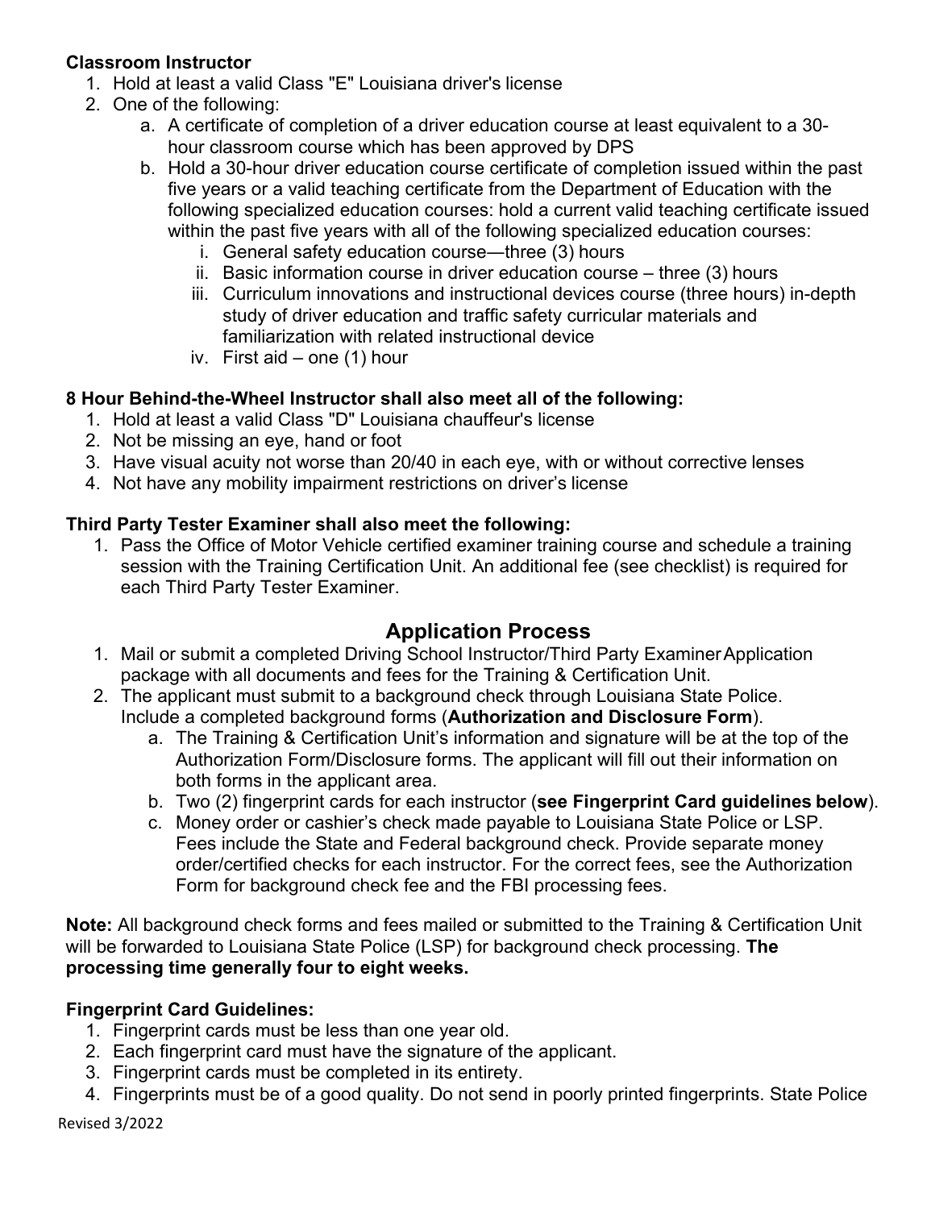**Classroom Instructor**

1. Hold at least a valid Class "E" Louisiana driver's license
2. One of the following:
    a. A certificate of completion of a driver education course at least equivalent to a 30-hour classroom course which has been approved by DPS
    b. Hold a 30-hour driver education course certificate of completion issued within the past five years or a valid teaching certificate from the Department of Education with the following specialized education courses: hold a current valid teaching certificate issued within the past five years with all of the following specialized education courses:
        i. General safety education course—three (3) hours
        ii. Basic information course in driver education course – three (3) hours
        iii. Curriculum innovations and instructional devices course (three hours) in-depth study of driver education and traffic safety curricular materials and familiarization with related instructional device
        iv. First aid – one (1) hour

**8 Hour Behind-the-Wheel Instructor shall also meet all of the following:**

1. Hold at least a valid Class "D" Louisiana chauffeur's license
2. Not be missing an eye, hand or foot
3. Have visual acuity not worse than 20/40 in each eye, with or without corrective lenses
4. Not have any mobility impairment restrictions on driver's license

**Third Party Tester Examiner shall also meet the following:**

1. Pass the Office of Motor Vehicle certified examiner training course and schedule a training session with the Training Certification Unit. An additional fee (see checklist) is required for each Third Party Tester Examiner.

## Application Process

1. Mail or submit a completed Driving School Instructor/Third Party Examiner Application package with all documents and fees for the Training & Certification Unit.
2. The applicant must submit to a background check through Louisiana State Police. Include a completed background forms (**Authorization and Disclosure Form**).
    a. The Training & Certification Unit's information and signature will be at the top of the Authorization Form/Disclosure forms. The applicant will fill out their information on both forms in the applicant area.
    b. Two (2) fingerprint cards for each instructor (**see Fingerprint Card guidelines below**).
    c. Money order or cashier's check made payable to Louisiana State Police or LSP. Fees include the State and Federal background check. Provide separate money order/certified checks for each instructor. For the correct fees, see the Authorization Form for background check fee and the FBI processing fees.

**Note:** All background check forms and fees mailed or submitted to the Training & Certification Unit will be forwarded to Louisiana State Police (LSP) for background check processing. **The processing time generally four to eight weeks.**

**Fingerprint Card Guidelines:**

1. Fingerprint cards must be less than one year old.
2. Each fingerprint card must have the signature of the applicant.
3. Fingerprint cards must be completed in its entirety.
4. Fingerprints must be of a good quality. Do not send in poorly printed fingerprints. State Police

Revised 3/2022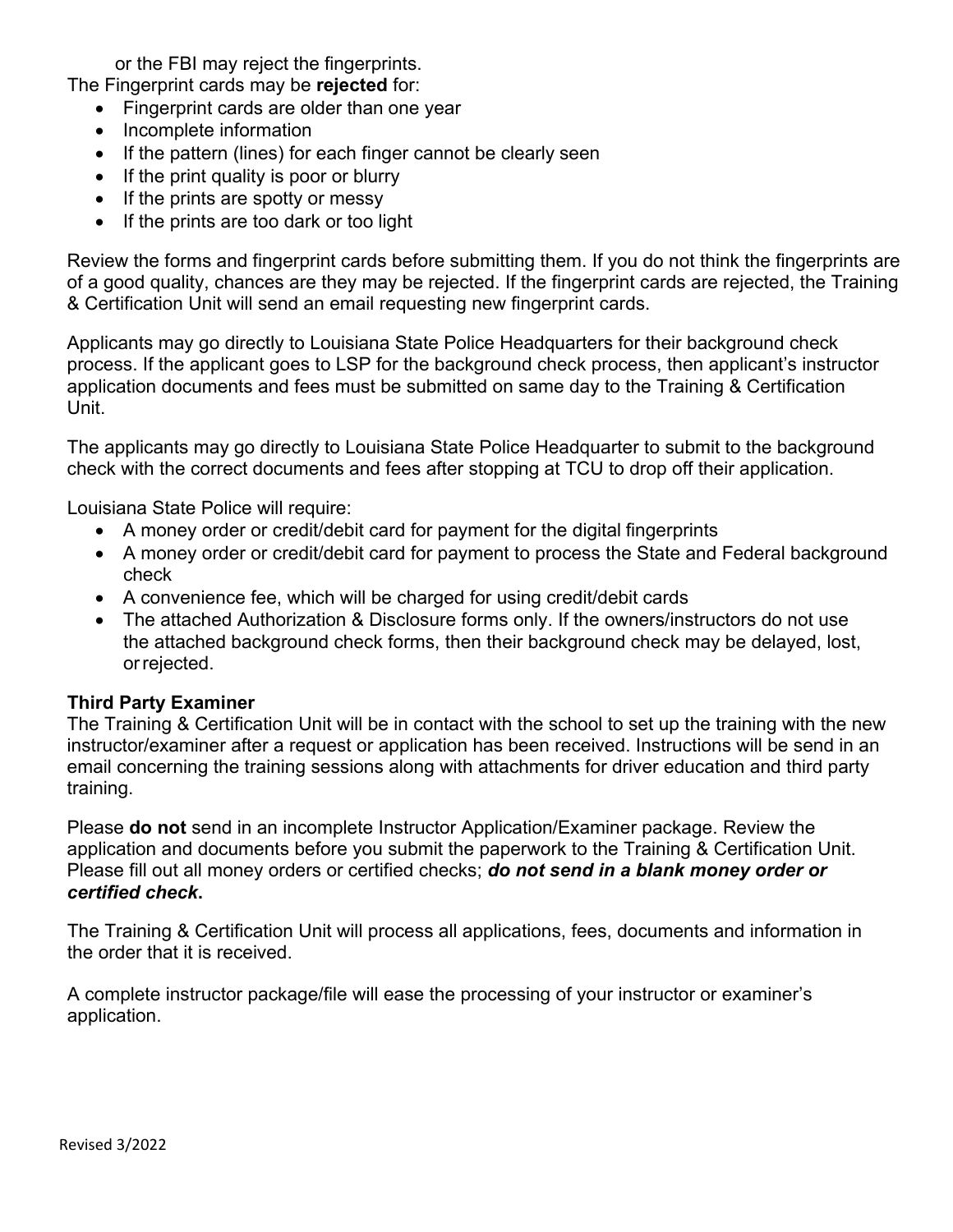or the FBI may reject the fingerprints.

The Fingerprint cards may be **rejected** for:

- Fingerprint cards are older than one year
- Incomplete information
- If the pattern (lines) for each finger cannot be clearly seen
- If the print quality is poor or blurry
- If the prints are spotty or messy
- If the prints are too dark or too light

Review the forms and fingerprint cards before submitting them. If you do not think the fingerprints are of a good quality, chances are they may be rejected. If the fingerprint cards are rejected, the Training & Certification Unit will send an email requesting new fingerprint cards.

Applicants may go directly to Louisiana State Police Headquarters for their background check process. If the applicant goes to LSP for the background check process, then applicant's instructor application documents and fees must be submitted on same day to the Training & Certification Unit.

The applicants may go directly to Louisiana State Police Headquarter to submit to the background check with the correct documents and fees after stopping at TCU to drop off their application.

Louisiana State Police will require:

- A money order or credit/debit card for payment for the digital fingerprints
- A money order or credit/debit card for payment to process the State and Federal background check
- A convenience fee, which will be charged for using credit/debit cards
- The attached Authorization & Disclosure forms only. If the owners/instructors do not use the attached background check forms, then their background check may be delayed, lost, or rejected.

**Third Party Examiner**

The Training & Certification Unit will be in contact with the school to set up the training with the new instructor/examiner after a request or application has been received. Instructions will be send in an email concerning the training sessions along with attachments for driver education and third party training.

Please **do not** send in an incomplete Instructor Application/Examiner package. Review the application and documents before you submit the paperwork to the Training & Certification Unit. Please fill out all money orders or certified checks; ***do not send in a blank money order or certified check*.**

The Training & Certification Unit will process all applications, fees, documents and information in the order that it is received.

A complete instructor package/file will ease the processing of your instructor or examiner's application.

Revised 3/2022